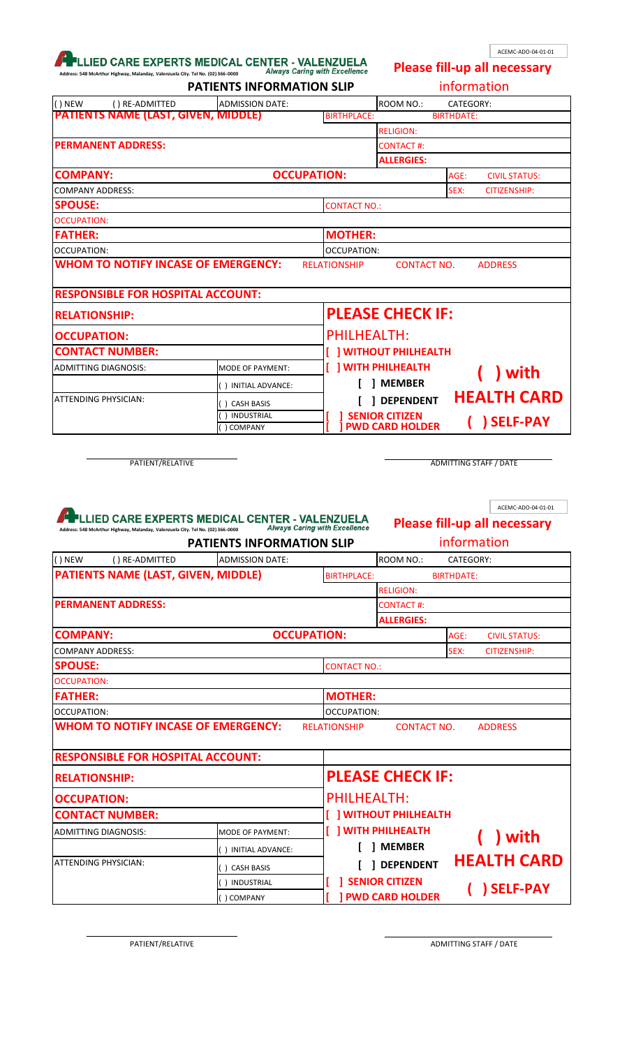ACEMC-ADO-04-01-01

**LLIED CARE EXPERTS MEDICAL CENTER - VALENZUELA**
Address: 548 McArthur Highway, Malanday, Valenzuela City. Tel No. (02) 366-0000
*Always Caring with Excellence*

**Please fill-up all necessary information**

## PATIENTS INFORMATION SLIP

| ( ) NEW ( ) RE-ADMITTED | ADMISSION DATE: | | ROOM NO.: | CATEGORY: |
|---|---|---|---|---|
| **PATIENTS NAME (LAST, GIVEN, MIDDLE)** | | BIRTHPLACE: | | BIRTHDATE: |
| | | | RELIGION: | |
| **PERMANENT ADDRESS:** | | | CONTACT #: | |
| | | | ALLERGIES: | |
| **COMPANY:** | **OCCUPATION:** | | | AGE: CIVIL STATUS: |
| COMPANY ADDRESS: | | | | SEX: CITIZENSHIP: |
| **SPOUSE:** | | CONTACT NO.: | | |
| OCCUPATION: | | | | |
| **FATHER:** | | **MOTHER:** | | |
| OCCUPATION: | | OCCUPATION: | | |
| **WHOM TO NOTIFY INCASE OF EMERGENCY:** | | RELATIONSHIP | CONTACT NO. | ADDRESS |
| **RESPONSIBLE FOR HOSPITAL ACCOUNT:** | | | | |
| **RELATIONSHIP:** | | **PLEASE CHECK IF:** | | |
| **OCCUPATION:** | | PHILHEALTH: | | |
| **CONTACT NUMBER:** | | [ ] WITHOUT PHILHEALTH | | |
| ADMITTING DIAGNOSIS: | MODE OF PAYMENT: | [ ] WITH PHILHEALTH | | ( ) with HEALTH CARD |
| | ( ) INITIAL ADVANCE: | [ ] MEMBER | | |
| ATTENDING PHYSICIAN: | ( ) CASH BASIS | [ ] DEPENDENT | | |
| | ( ) INDUSTRIAL | [ ] SENIOR CITIZEN | | ( ) SELF-PAY |
| | ( ) COMPANY | [ ] PWD CARD HOLDER | | |

PATIENT/RELATIVE

ADMITTING STAFF / DATE

ACEMC-ADO-04-01-01

**LLIED CARE EXPERTS MEDICAL CENTER - VALENZUELA**
Address: 548 McArthur Highway, Malanday, Valenzuela City. Tel No. (02) 366-0000
*Always Caring with Excellence*

**Please fill-up all necessary information**

## PATIENTS INFORMATION SLIP

| ( ) NEW ( ) RE-ADMITTED | ADMISSION DATE: | | ROOM NO.: | CATEGORY: |
|---|---|---|---|---|
| **PATIENTS NAME (LAST, GIVEN, MIDDLE)** | | BIRTHPLACE: | | BIRTHDATE: |
| | | | RELIGION: | |
| **PERMANENT ADDRESS:** | | | CONTACT #: | |
| | | | ALLERGIES: | |
| **COMPANY:** | **OCCUPATION:** | | | AGE: CIVIL STATUS: |
| COMPANY ADDRESS: | | | | SEX: CITIZENSHIP: |
| **SPOUSE:** | | CONTACT NO.: | | |
| OCCUPATION: | | | | |
| **FATHER:** | | **MOTHER:** | | |
| OCCUPATION: | | OCCUPATION: | | |
| **WHOM TO NOTIFY INCASE OF EMERGENCY:** | | RELATIONSHIP | CONTACT NO. | ADDRESS |
| **RESPONSIBLE FOR HOSPITAL ACCOUNT:** | | | | |
| **RELATIONSHIP:** | | **PLEASE CHECK IF:** | | |
| **OCCUPATION:** | | PHILHEALTH: | | |
| **CONTACT NUMBER:** | | [ ] WITHOUT PHILHEALTH | | |
| ADMITTING DIAGNOSIS: | MODE OF PAYMENT: | [ ] WITH PHILHEALTH | | ( ) with HEALTH CARD |
| | ( ) INITIAL ADVANCE: | [ ] MEMBER | | |
| ATTENDING PHYSICIAN: | ( ) CASH BASIS | [ ] DEPENDENT | | |
| | ( ) INDUSTRIAL | [ ] SENIOR CITIZEN | | ( ) SELF-PAY |
| | ( ) COMPANY | [ ] PWD CARD HOLDER | | |

PATIENT/RELATIVE

ADMITTING STAFF / DATE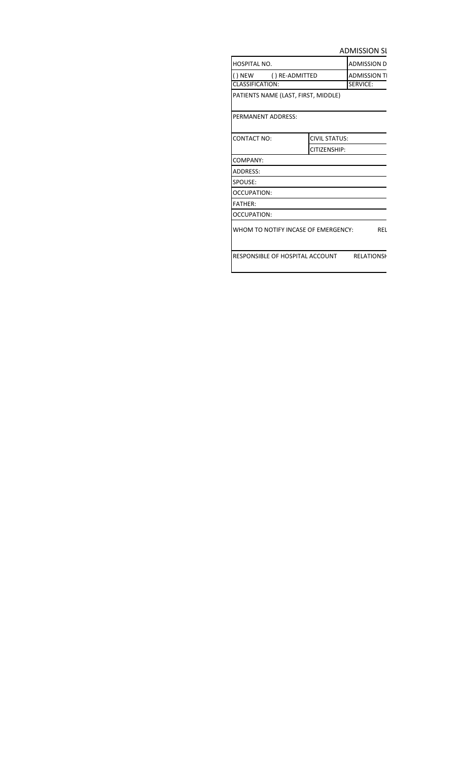ADMISSION SL

| HOSPITAL NO. | | ADMISSION D |
|---|---|---|
| ( ) NEW ( ) RE-ADMITTED | | ADMISSION TI |
| CLASSIFICATION: | | SERVICE: |
| PATIENTS NAME (LAST, FIRST, MIDDLE) | | |
| PERMANENT ADDRESS: | | |
| CONTACT NO: | CIVIL STATUS: | |
| | CITIZENSHIP: | |
| COMPANY: | | |
| ADDRESS: | | |
| SPOUSE: | | |
| OCCUPATION: | | |
| FATHER: | | |
| OCCUPATION: | | |
| WHOM TO NOTIFY INCASE OF EMERGENCY: | | REL |
| RESPONSIBLE OF HOSPITAL ACCOUNT | | RELATIONSH |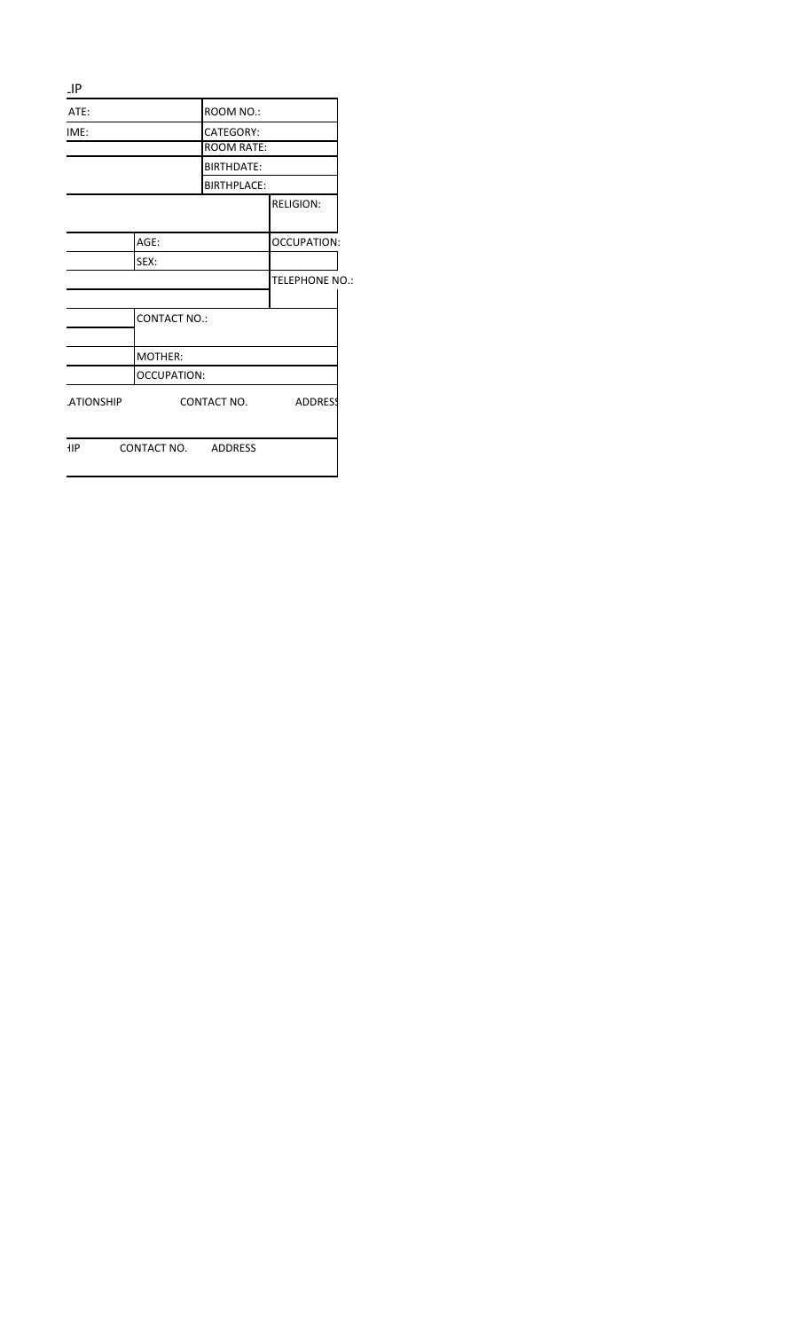_IP

| | | | |
|---|---|---|---|
| ATE: | | ROOM NO.: | |
| IME: | | CATEGORY: | |
| | | ROOM RATE: | |
| | | BIRTHDATE: | |
| | | BIRTHPLACE: | |
| | | | RELIGION: |
| | AGE: | | OCCUPATION: |
| | SEX: | | |
| | | | TELEPHONE NO.: |
| | | | |
| | CONTACT NO.: | | |
| | MOTHER: | | |
| | OCCUPATION: | | |

| | | |
|---|---|---|
| .ATIONSHIP | CONTACT NO. | ADDRESS |

| | | |
|---|---|---|
| HIP | CONTACT NO. | ADDRESS |